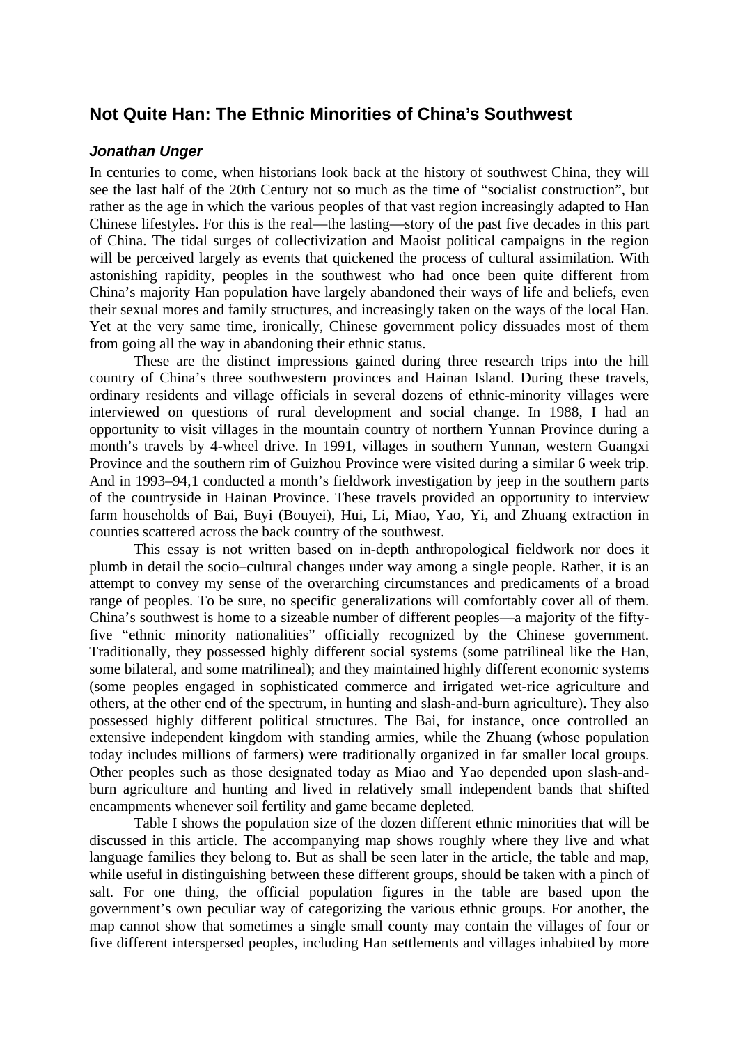## Not Quite Han: The Ethnic Minorities of China's Southwest

### *Jonathan Unger*

In centuries to come, when historians look back at the history of southwest China, they will see the last half of the 20th Century not so much as the time of "socialist construction", but rather as the age in which the various peoples of that vast region increasingly adapted to Han Chinese lifestyles. For this is the real—the lasting—story of the past five decades in this part of China. The tidal surges of collectivization and Maoist political campaigns in the region will be perceived largely as events that quickened the process of cultural assimilation. With astonishing rapidity, peoples in the southwest who had once been quite different from China's majority Han population have largely abandoned their ways of life and beliefs, even their sexual mores and family structures, and increasingly taken on the ways of the local Han. Yet at the very same time, ironically, Chinese government policy dissuades most of them from going all the way in abandoning their ethnic status.

These are the distinct impressions gained during three research trips into the hill country of China's three southwestern provinces and Hainan Island. During these travels, ordinary residents and village officials in several dozens of ethnic-minority villages were interviewed on questions of rural development and social change. In 1988, I had an opportunity to visit villages in the mountain country of northern Yunnan Province during a month's travels by 4-wheel drive. In 1991, villages in southern Yunnan, western Guangxi Province and the southern rim of Guizhou Province were visited during a similar 6 week trip. And in 1993–94,1 conducted a month's fieldwork investigation by jeep in the southern parts of the countryside in Hainan Province. These travels provided an opportunity to interview farm households of Bai, Buyi (Bouyei), Hui, Li, Miao, Yao, Yi, and Zhuang extraction in counties scattered across the back country of the southwest.

This essay is not written based on in-depth anthropological fieldwork nor does it plumb in detail the socio–cultural changes under way among a single people. Rather, it is an attempt to convey my sense of the overarching circumstances and predicaments of a broad range of peoples. To be sure, no specific generalizations will comfortably cover all of them. China's southwest is home to a sizeable number of different peoples—a majority of the fifty-five "ethnic minority nationalities" officially recognized by the Chinese government. Traditionally, they possessed highly different social systems (some patrilineal like the Han, some bilateral, and some matrilineal); and they maintained highly different economic systems (some peoples engaged in sophisticated commerce and irrigated wet-rice agriculture and others, at the other end of the spectrum, in hunting and slash-and-burn agriculture). They also possessed highly different political structures. The Bai, for instance, once controlled an extensive independent kingdom with standing armies, while the Zhuang (whose population today includes millions of farmers) were traditionally organized in far smaller local groups. Other peoples such as those designated today as Miao and Yao depended upon slash-and-burn agriculture and hunting and lived in relatively small independent bands that shifted encampments whenever soil fertility and game became depleted.

Table I shows the population size of the dozen different ethnic minorities that will be discussed in this article. The accompanying map shows roughly where they live and what language families they belong to. But as shall be seen later in the article, the table and map, while useful in distinguishing between these different groups, should be taken with a pinch of salt. For one thing, the official population figures in the table are based upon the government's own peculiar way of categorizing the various ethnic groups. For another, the map cannot show that sometimes a single small county may contain the villages of four or five different interspersed peoples, including Han settlements and villages inhabited by more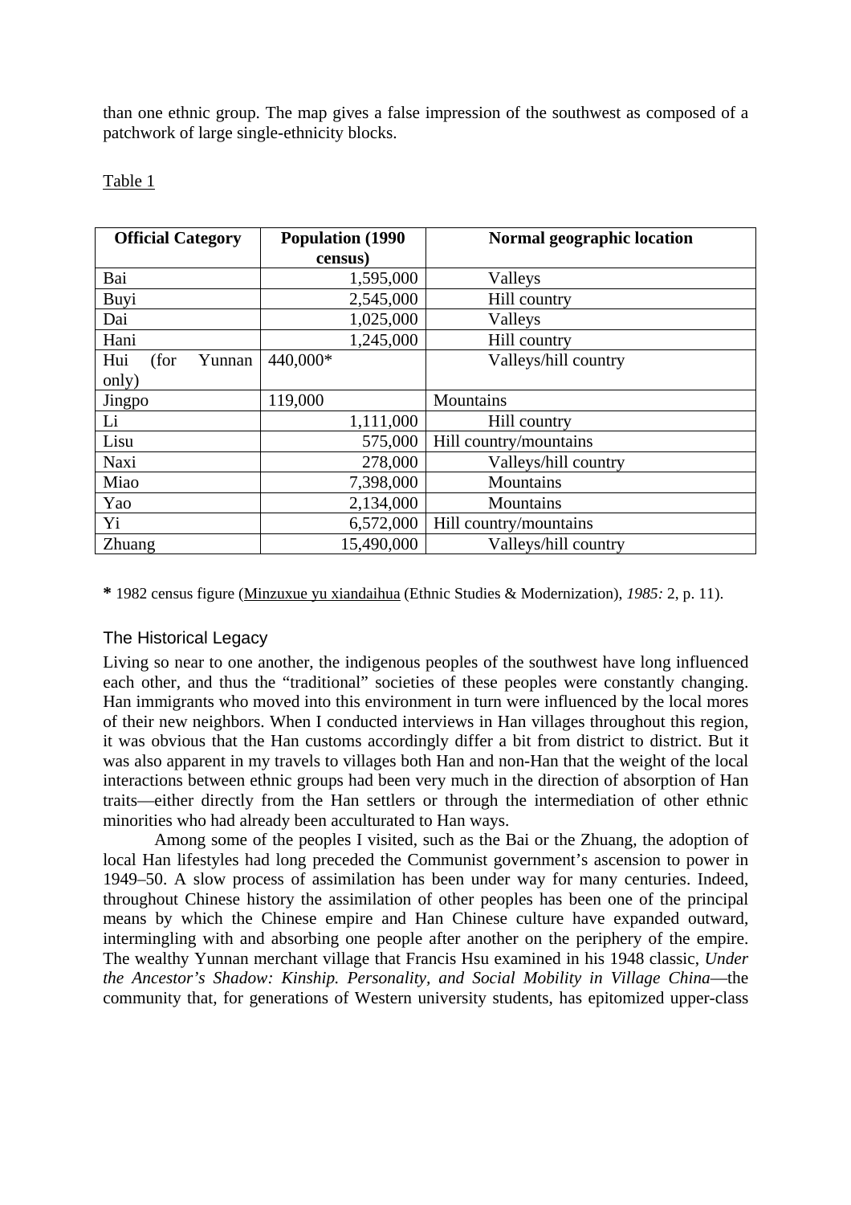than one ethnic group. The map gives a false impression of the southwest as composed of a patchwork of large single-ethnicity blocks.

Table 1

| Official Category | Population (1990 census) | Normal geographic location |
|---|---|---|
| Bai | 1,595,000 | Valleys |
| Buyi | 2,545,000 | Hill country |
| Dai | 1,025,000 | Valleys |
| Hani | 1,245,000 | Hill country |
| Hui (for Yunnan only) | 440,000* | Valleys/hill country |
| Jingpo | 119,000 | Mountains |
| Li | 1,111,000 | Hill country |
| Lisu | 575,000 | Hill country/mountains |
| Naxi | 278,000 | Valleys/hill country |
| Miao | 7,398,000 | Mountains |
| Yao | 2,134,000 | Mountains |
| Yi | 6,572,000 | Hill country/mountains |
| Zhuang | 15,490,000 | Valleys/hill country |

**\*** 1982 census figure (Minzuxue yu xiandaihua (Ethnic Studies & Modernization), *1985:* 2, p. 11).

## The Historical Legacy

Living so near to one another, the indigenous peoples of the southwest have long influenced each other, and thus the "traditional" societies of these peoples were constantly changing. Han immigrants who moved into this environment in turn were influenced by the local mores of their new neighbors. When I conducted interviews in Han villages throughout this region, it was obvious that the Han customs accordingly differ a bit from district to district. But it was also apparent in my travels to villages both Han and non-Han that the weight of the local interactions between ethnic groups had been very much in the direction of absorption of Han traits—either directly from the Han settlers or through the intermediation of other ethnic minorities who had already been acculturated to Han ways.

Among some of the peoples I visited, such as the Bai or the Zhuang, the adoption of local Han lifestyles had long preceded the Communist government's ascension to power in 1949–50. A slow process of assimilation has been under way for many centuries. Indeed, throughout Chinese history the assimilation of other peoples has been one of the principal means by which the Chinese empire and Han Chinese culture have expanded outward, intermingling with and absorbing one people after another on the periphery of the empire. The wealthy Yunnan merchant village that Francis Hsu examined in his 1948 classic, *Under the Ancestor's Shadow: Kinship. Personality, and Social Mobility in Village China*—the community that, for generations of Western university students, has epitomized upper-class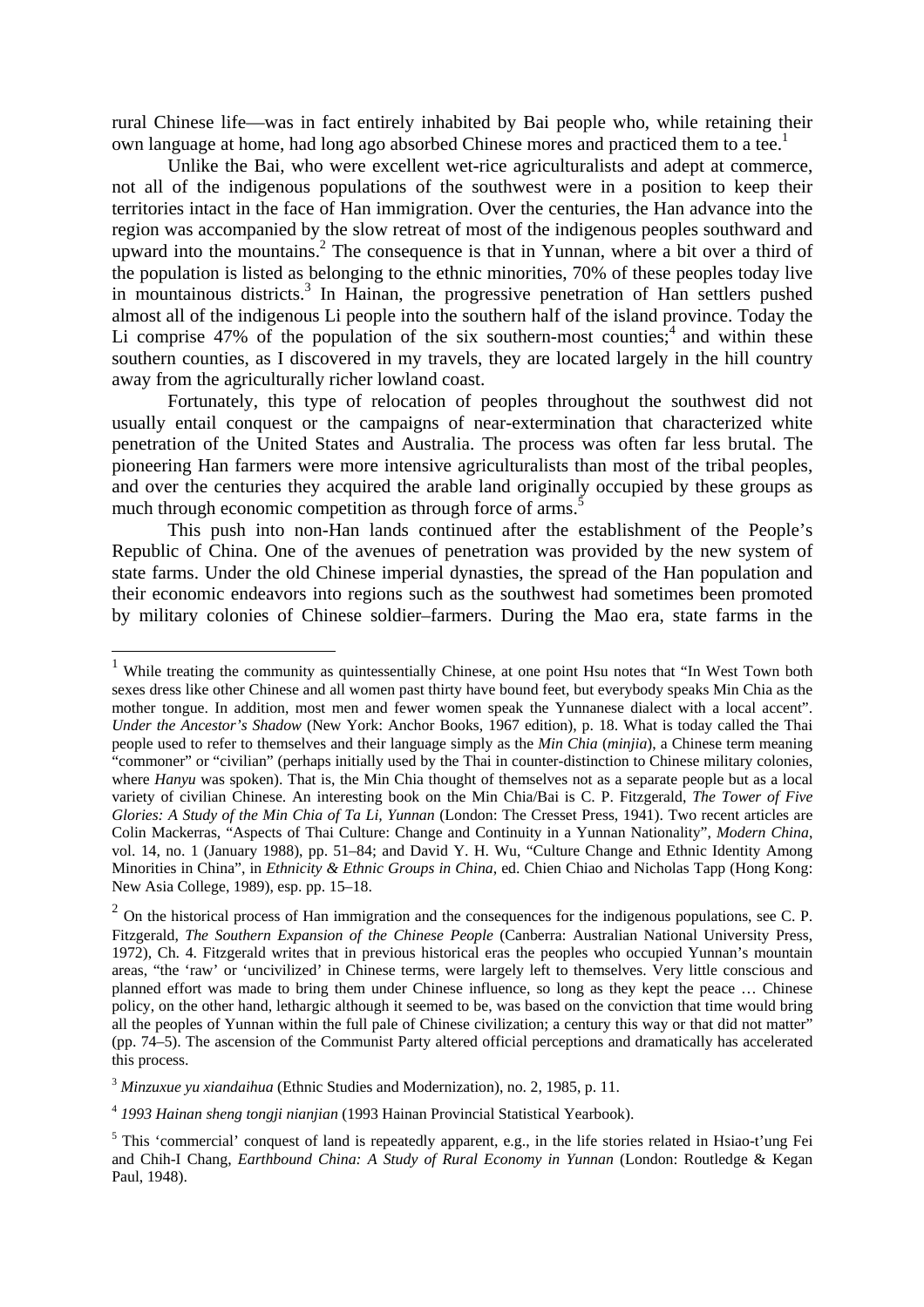rural Chinese life—was in fact entirely inhabited by Bai people who, while retaining their own language at home, had long ago absorbed Chinese mores and practiced them to a tee.[1]

Unlike the Bai, who were excellent wet-rice agriculturalists and adept at commerce, not all of the indigenous populations of the southwest were in a position to keep their territories intact in the face of Han immigration. Over the centuries, the Han advance into the region was accompanied by the slow retreat of most of the indigenous peoples southward and upward into the mountains.[2] The consequence is that in Yunnan, where a bit over a third of the population is listed as belonging to the ethnic minorities, 70% of these peoples today live in mountainous districts.[3] In Hainan, the progressive penetration of Han settlers pushed almost all of the indigenous Li people into the southern half of the island province. Today the Li comprise 47% of the population of the six southern-most counties;[4] and within these southern counties, as I discovered in my travels, they are located largely in the hill country away from the agriculturally richer lowland coast.

Fortunately, this type of relocation of peoples throughout the southwest did not usually entail conquest or the campaigns of near-extermination that characterized white penetration of the United States and Australia. The process was often far less brutal. The pioneering Han farmers were more intensive agriculturalists than most of the tribal peoples, and over the centuries they acquired the arable land originally occupied by these groups as much through economic competition as through force of arms.[5]

This push into non-Han lands continued after the establishment of the People's Republic of China. One of the avenues of penetration was provided by the new system of state farms. Under the old Chinese imperial dynasties, the spread of the Han population and their economic endeavors into regions such as the southwest had sometimes been promoted by military colonies of Chinese soldier–farmers. During the Mao era, state farms in the

---

[1] While treating the community as quintessentially Chinese, at one point Hsu notes that "In West Town both sexes dress like other Chinese and all women past thirty have bound feet, but everybody speaks Min Chia as the mother tongue. In addition, most men and fewer women speak the Yunnanese dialect with a local accent". *Under the Ancestor's Shadow* (New York: Anchor Books, 1967 edition), p. 18. What is today called the Thai people used to refer to themselves and their language simply as the *Min Chia* (*minjia*), a Chinese term meaning "commoner" or "civilian" (perhaps initially used by the Thai in counter-distinction to Chinese military colonies, where *Hanyu* was spoken). That is, the Min Chia thought of themselves not as a separate people but as a local variety of civilian Chinese. An interesting book on the Min Chia/Bai is C. P. Fitzgerald, *The Tower of Five Glories: A Study of the Min Chia of Ta Li, Yunnan* (London: The Cresset Press, 1941). Two recent articles are Colin Mackerras, "Aspects of Thai Culture: Change and Continuity in a Yunnan Nationality", *Modern China*, vol. 14, no. 1 (January 1988), pp. 51–84; and David Y. H. Wu, "Culture Change and Ethnic Identity Among Minorities in China", in *Ethnicity & Ethnic Groups in China*, ed. Chien Chiao and Nicholas Tapp (Hong Kong: New Asia College, 1989), esp. pp. 15–18.

[2] On the historical process of Han immigration and the consequences for the indigenous populations, see C. P. Fitzgerald, *The Southern Expansion of the Chinese People* (Canberra: Australian National University Press, 1972), Ch. 4. Fitzgerald writes that in previous historical eras the peoples who occupied Yunnan's mountain areas, "the 'raw' or 'uncivilized' in Chinese terms, were largely left to themselves. Very little conscious and planned effort was made to bring them under Chinese influence, so long as they kept the peace … Chinese policy, on the other hand, lethargic although it seemed to be, was based on the conviction that time would bring all the peoples of Yunnan within the full pale of Chinese civilization; a century this way or that did not matter" (pp. 74–5). The ascension of the Communist Party altered official perceptions and dramatically has accelerated this process.

[3] *Minzuxue yu xiandaihua* (Ethnic Studies and Modernization), no. 2, 1985, p. 11.

[4] *1993 Hainan sheng tongji nianjian* (1993 Hainan Provincial Statistical Yearbook).

[5] This 'commercial' conquest of land is repeatedly apparent, e.g., in the life stories related in Hsiao-t'ung Fei and Chih-I Chang, *Earthbound China: A Study of Rural Economy in Yunnan* (London: Routledge & Kegan Paul, 1948).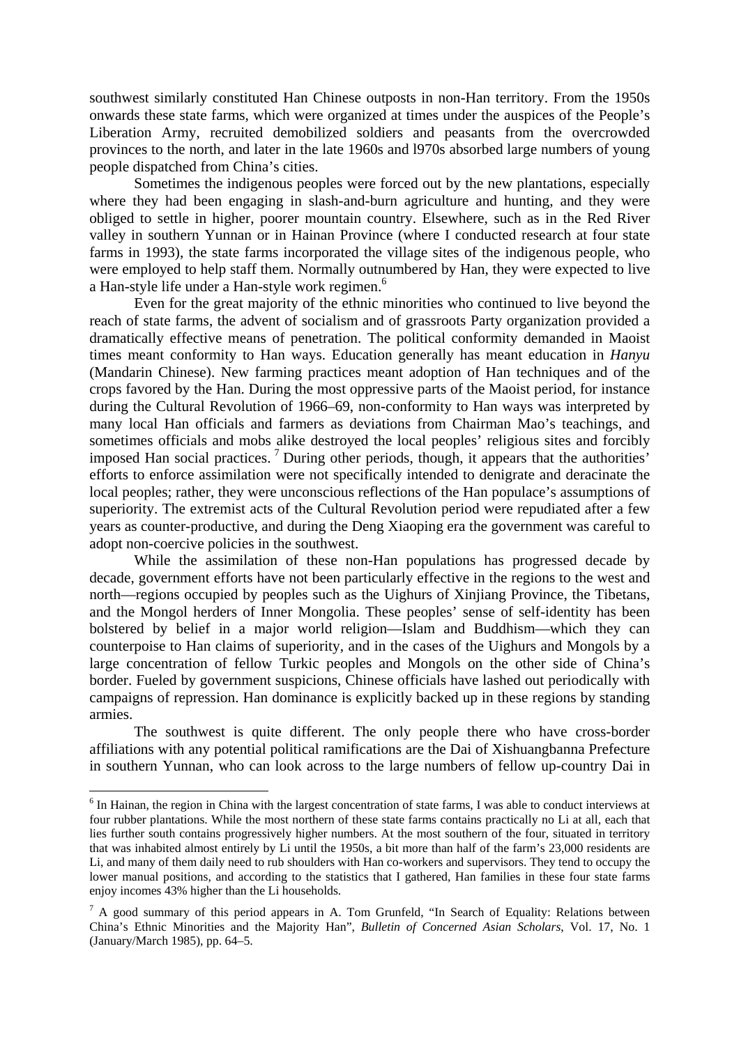southwest similarly constituted Han Chinese outposts in non-Han territory. From the 1950s onwards these state farms, which were organized at times under the auspices of the People's Liberation Army, recruited demobilized soldiers and peasants from the overcrowded provinces to the north, and later in the late 1960s and l970s absorbed large numbers of young people dispatched from China's cities.

Sometimes the indigenous peoples were forced out by the new plantations, especially where they had been engaging in slash-and-burn agriculture and hunting, and they were obliged to settle in higher, poorer mountain country. Elsewhere, such as in the Red River valley in southern Yunnan or in Hainan Province (where I conducted research at four state farms in 1993), the state farms incorporated the village sites of the indigenous people, who were employed to help staff them. Normally outnumbered by Han, they were expected to live a Han-style life under a Han-style work regimen.[6]

Even for the great majority of the ethnic minorities who continued to live beyond the reach of state farms, the advent of socialism and of grassroots Party organization provided a dramatically effective means of penetration. The political conformity demanded in Maoist times meant conformity to Han ways. Education generally has meant education in *Hanyu* (Mandarin Chinese). New farming practices meant adoption of Han techniques and of the crops favored by the Han. During the most oppressive parts of the Maoist period, for instance during the Cultural Revolution of 1966–69, non-conformity to Han ways was interpreted by many local Han officials and farmers as deviations from Chairman Mao's teachings, and sometimes officials and mobs alike destroyed the local peoples' religious sites and forcibly imposed Han social practices.[7] During other periods, though, it appears that the authorities' efforts to enforce assimilation were not specifically intended to denigrate and deracinate the local peoples; rather, they were unconscious reflections of the Han populace's assumptions of superiority. The extremist acts of the Cultural Revolution period were repudiated after a few years as counter-productive, and during the Deng Xiaoping era the government was careful to adopt non-coercive policies in the southwest.

While the assimilation of these non-Han populations has progressed decade by decade, government efforts have not been particularly effective in the regions to the west and north—regions occupied by peoples such as the Uighurs of Xinjiang Province, the Tibetans, and the Mongol herders of Inner Mongolia. These peoples' sense of self-identity has been bolstered by belief in a major world religion—Islam and Buddhism—which they can counterpoise to Han claims of superiority, and in the cases of the Uighurs and Mongols by a large concentration of fellow Turkic peoples and Mongols on the other side of China's border. Fueled by government suspicions, Chinese officials have lashed out periodically with campaigns of repression. Han dominance is explicitly backed up in these regions by standing armies.

The southwest is quite different. The only people there who have cross-border affiliations with any potential political ramifications are the Dai of Xishuangbanna Prefecture in southern Yunnan, who can look across to the large numbers of fellow up-country Dai in

---

[6] In Hainan, the region in China with the largest concentration of state farms, I was able to conduct interviews at four rubber plantations. While the most northern of these state farms contains practically no Li at all, each that lies further south contains progressively higher numbers. At the most southern of the four, situated in territory that was inhabited almost entirely by Li until the 1950s, a bit more than half of the farm's 23,000 residents are Li, and many of them daily need to rub shoulders with Han co-workers and supervisors. They tend to occupy the lower manual positions, and according to the statistics that I gathered, Han families in these four state farms enjoy incomes 43% higher than the Li households.

[7] A good summary of this period appears in A. Tom Grunfeld, "In Search of Equality: Relations between China's Ethnic Minorities and the Majority Han", *Bulletin of Concerned Asian Scholars*, Vol. 17, No. 1 (January/March 1985), pp. 64–5.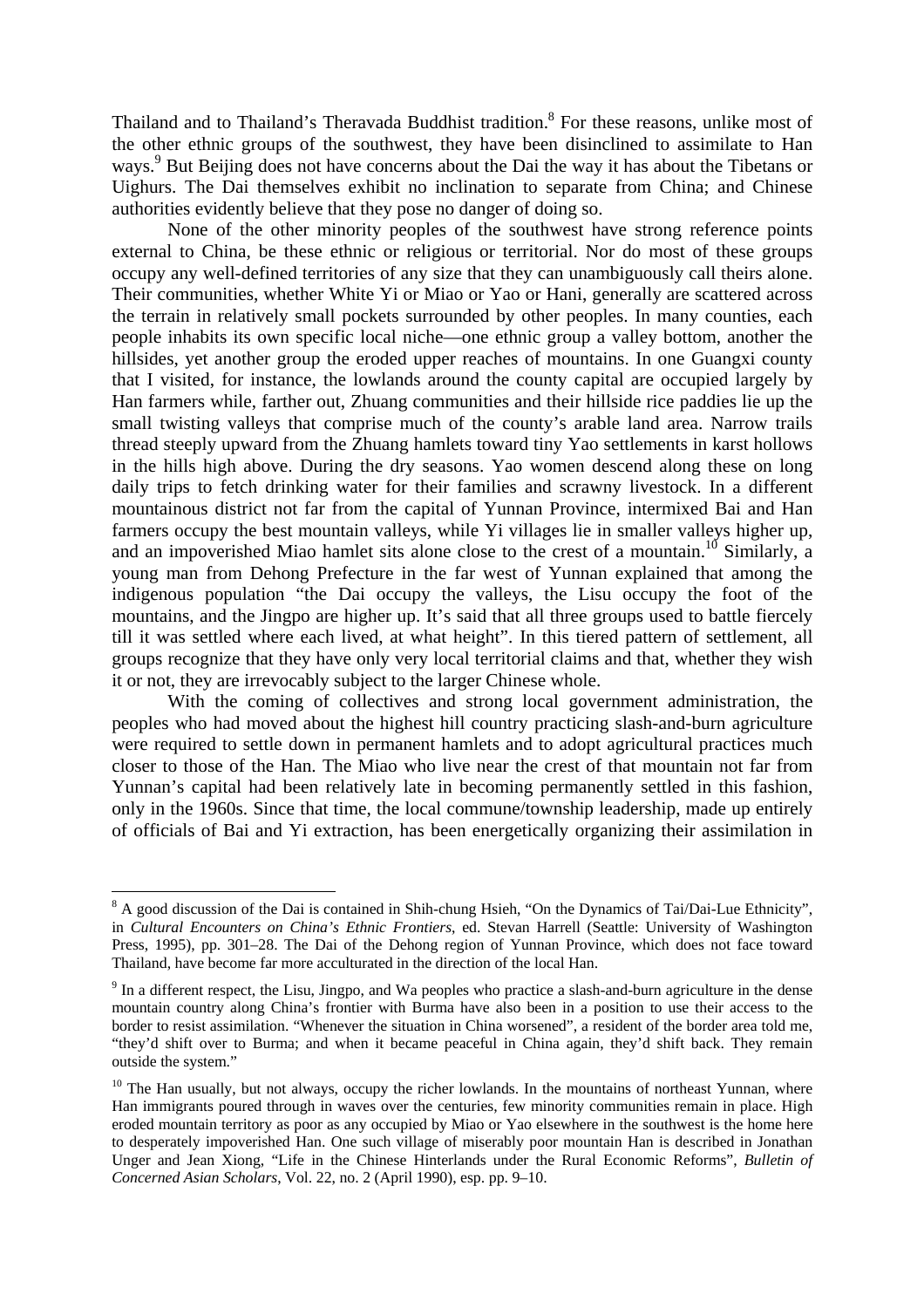Thailand and to Thailand's Theravada Buddhist tradition.[8] For these reasons, unlike most of the other ethnic groups of the southwest, they have been disinclined to assimilate to Han ways.[9] But Beijing does not have concerns about the Dai the way it has about the Tibetans or Uighurs. The Dai themselves exhibit no inclination to separate from China; and Chinese authorities evidently believe that they pose no danger of doing so.

None of the other minority peoples of the southwest have strong reference points external to China, be these ethnic or religious or territorial. Nor do most of these groups occupy any well-defined territories of any size that they can unambiguously call theirs alone. Their communities, whether White Yi or Miao or Yao or Hani, generally are scattered across the terrain in relatively small pockets surrounded by other peoples. In many counties, each people inhabits its own specific local niche—one ethnic group a valley bottom, another the hillsides, yet another group the eroded upper reaches of mountains. In one Guangxi county that I visited, for instance, the lowlands around the county capital are occupied largely by Han farmers while, farther out, Zhuang communities and their hillside rice paddies lie up the small twisting valleys that comprise much of the county's arable land area. Narrow trails thread steeply upward from the Zhuang hamlets toward tiny Yao settlements in karst hollows in the hills high above. During the dry seasons. Yao women descend along these on long daily trips to fetch drinking water for their families and scrawny livestock. In a different mountainous district not far from the capital of Yunnan Province, intermixed Bai and Han farmers occupy the best mountain valleys, while Yi villages lie in smaller valleys higher up, and an impoverished Miao hamlet sits alone close to the crest of a mountain.[10] Similarly, a young man from Dehong Prefecture in the far west of Yunnan explained that among the indigenous population "the Dai occupy the valleys, the Lisu occupy the foot of the mountains, and the Jingpo are higher up. It's said that all three groups used to battle fiercely till it was settled where each lived, at what height". In this tiered pattern of settlement, all groups recognize that they have only very local territorial claims and that, whether they wish it or not, they are irrevocably subject to the larger Chinese whole.

With the coming of collectives and strong local government administration, the peoples who had moved about the highest hill country practicing slash-and-burn agriculture were required to settle down in permanent hamlets and to adopt agricultural practices much closer to those of the Han. The Miao who live near the crest of that mountain not far from Yunnan's capital had been relatively late in becoming permanently settled in this fashion, only in the 1960s. Since that time, the local commune/township leadership, made up entirely of officials of Bai and Yi extraction, has been energetically organizing their assimilation in

---

[8] A good discussion of the Dai is contained in Shih-chung Hsieh, "On the Dynamics of Tai/Dai-Lue Ethnicity", in *Cultural Encounters on China's Ethnic Frontiers*, ed. Stevan Harrell (Seattle: University of Washington Press, 1995), pp. 301–28. The Dai of the Dehong region of Yunnan Province, which does not face toward Thailand, have become far more acculturated in the direction of the local Han.

[9] In a different respect, the Lisu, Jingpo, and Wa peoples who practice a slash-and-burn agriculture in the dense mountain country along China's frontier with Burma have also been in a position to use their access to the border to resist assimilation. "Whenever the situation in China worsened", a resident of the border area told me, "they'd shift over to Burma; and when it became peaceful in China again, they'd shift back. They remain outside the system."

[10] The Han usually, but not always, occupy the richer lowlands. In the mountains of northeast Yunnan, where Han immigrants poured through in waves over the centuries, few minority communities remain in place. High eroded mountain territory as poor as any occupied by Miao or Yao elsewhere in the southwest is the home here to desperately impoverished Han. One such village of miserably poor mountain Han is described in Jonathan Unger and Jean Xiong, "Life in the Chinese Hinterlands under the Rural Economic Reforms", *Bulletin of Concerned Asian Scholars*, Vol. 22, no. 2 (April 1990), esp. pp. 9–10.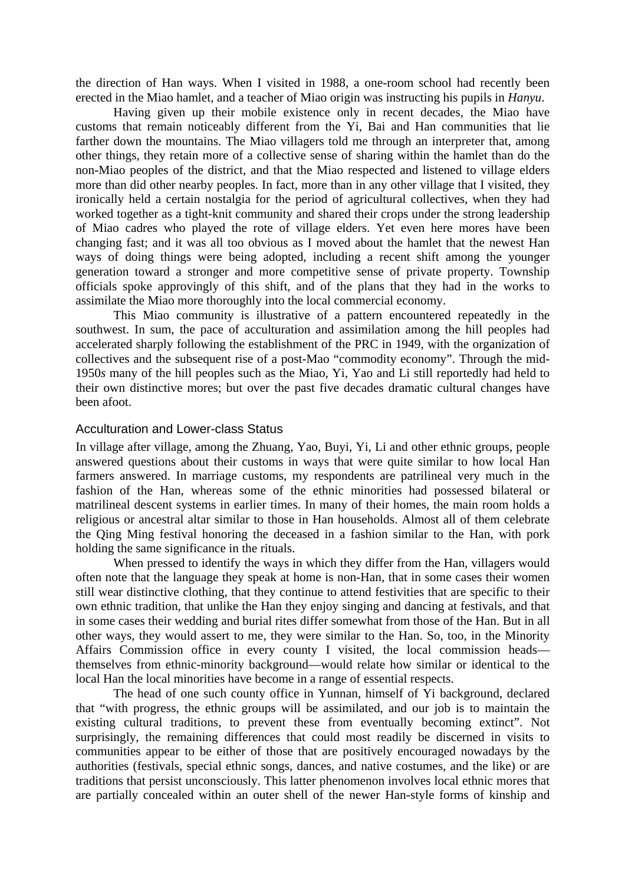the direction of Han ways. When I visited in 1988, a one-room school had recently been erected in the Miao hamlet, and a teacher of Miao origin was instructing his pupils in *Hanyu*.

Having given up their mobile existence only in recent decades, the Miao have customs that remain noticeably different from the Yi, Bai and Han communities that lie farther down the mountains. The Miao villagers told me through an interpreter that, among other things, they retain more of a collective sense of sharing within the hamlet than do the non-Miao peoples of the district, and that the Miao respected and listened to village elders more than did other nearby peoples. In fact, more than in any other village that I visited, they ironically held a certain nostalgia for the period of agricultural collectives, when they had worked together as a tight-knit community and shared their crops under the strong leadership of Miao cadres who played the rote of village elders. Yet even here mores have been changing fast; and it was all too obvious as I moved about the hamlet that the newest Han ways of doing things were being adopted, including a recent shift among the younger generation toward a stronger and more competitive sense of private property. Township officials spoke approvingly of this shift, and of the plans that they had in the works to assimilate the Miao more thoroughly into the local commercial economy.

This Miao community is illustrative of a pattern encountered repeatedly in the southwest. In sum, the pace of acculturation and assimilation among the hill peoples had accelerated sharply following the establishment of the PRC in 1949, with the organization of collectives and the subsequent rise of a post-Mao "commodity economy". Through the mid-1950*s* many of the hill peoples such as the Miao, Yi, Yao and Li still reportedly had held to their own distinctive mores; but over the past five decades dramatic cultural changes have been afoot.

## Acculturation and Lower-class Status

In village after village, among the Zhuang, Yao, Buyi, Yi, Li and other ethnic groups, people answered questions about their customs in ways that were quite similar to how local Han farmers answered. In marriage customs, my respondents are patrilineal very much in the fashion of the Han, whereas some of the ethnic minorities had possessed bilateral or matrilineal descent systems in earlier times. In many of their homes, the main room holds a religious or ancestral altar similar to those in Han households. Almost all of them celebrate the Qing Ming festival honoring the deceased in a fashion similar to the Han, with pork holding the same significance in the rituals.

When pressed to identify the ways in which they differ from the Han, villagers would often note that the language they speak at home is non-Han, that in some cases their women still wear distinctive clothing, that they continue to attend festivities that are specific to their own ethnic tradition, that unlike the Han they enjoy singing and dancing at festivals, and that in some cases their wedding and burial rites differ somewhat from those of the Han. But in all other ways, they would assert to me, they were similar to the Han. So, too, in the Minority Affairs Commission office in every county I visited, the local commission heads—themselves from ethnic-minority background—would relate how similar or identical to the local Han the local minorities have become in a range of essential respects.

The head of one such county office in Yunnan, himself of Yi background, declared that "with progress, the ethnic groups will be assimilated, and our job is to maintain the existing cultural traditions, to prevent these from eventually becoming extinct". Not surprisingly, the remaining differences that could most readily be discerned in visits to communities appear to be either of those that are positively encouraged nowadays by the authorities (festivals, special ethnic songs, dances, and native costumes, and the like) or are traditions that persist unconsciously. This latter phenomenon involves local ethnic mores that are partially concealed within an outer shell of the newer Han-style forms of kinship and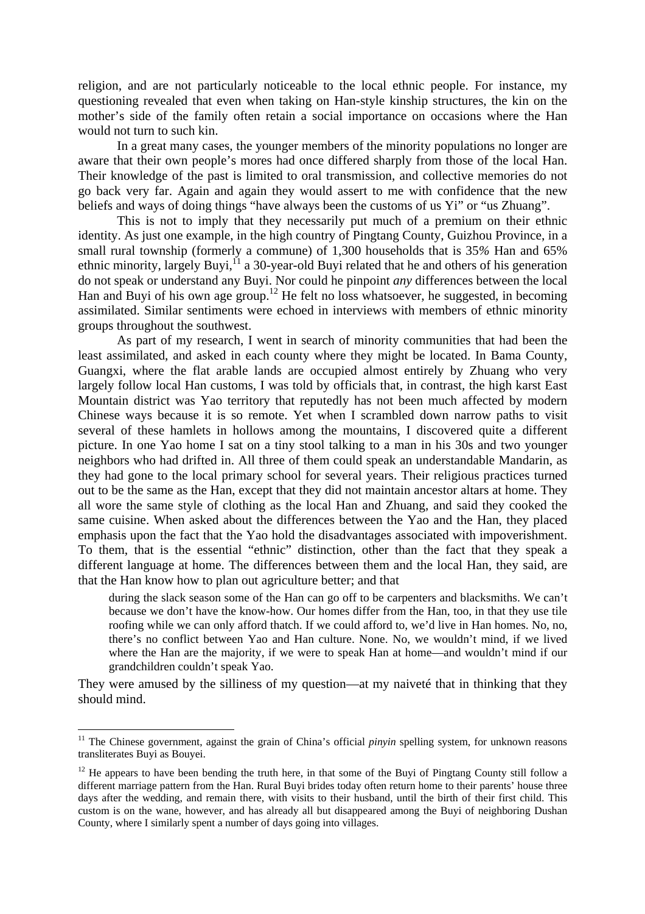religion, and are not particularly noticeable to the local ethnic people. For instance, my questioning revealed that even when taking on Han-style kinship structures, the kin on the mother's side of the family often retain a social importance on occasions where the Han would not turn to such kin.

In a great many cases, the younger members of the minority populations no longer are aware that their own people's mores had once differed sharply from those of the local Han. Their knowledge of the past is limited to oral transmission, and collective memories do not go back very far. Again and again they would assert to me with confidence that the new beliefs and ways of doing things "have always been the customs of us Yi" or "us Zhuang".

This is not to imply that they necessarily put much of a premium on their ethnic identity. As just one example, in the high country of Pingtang County, Guizhou Province, in a small rural township (formerly a commune) of 1,300 households that is 35% Han and 65% ethnic minority, largely Buyi,[11] a 30-year-old Buyi related that he and others of his generation do not speak or understand any Buyi. Nor could he pinpoint *any* differences between the local Han and Buyi of his own age group.[12] He felt no loss whatsoever, he suggested, in becoming assimilated. Similar sentiments were echoed in interviews with members of ethnic minority groups throughout the southwest.

As part of my research, I went in search of minority communities that had been the least assimilated, and asked in each county where they might be located. In Bama County, Guangxi, where the flat arable lands are occupied almost entirely by Zhuang who very largely follow local Han customs, I was told by officials that, in contrast, the high karst East Mountain district was Yao territory that reputedly has not been much affected by modern Chinese ways because it is so remote. Yet when I scrambled down narrow paths to visit several of these hamlets in hollows among the mountains, I discovered quite a different picture. In one Yao home I sat on a tiny stool talking to a man in his 30s and two younger neighbors who had drifted in. All three of them could speak an understandable Mandarin, as they had gone to the local primary school for several years. Their religious practices turned out to be the same as the Han, except that they did not maintain ancestor altars at home. They all wore the same style of clothing as the local Han and Zhuang, and said they cooked the same cuisine. When asked about the differences between the Yao and the Han, they placed emphasis upon the fact that the Yao hold the disadvantages associated with impoverishment. To them, that is the essential "ethnic" distinction, other than the fact that they speak a different language at home. The differences between them and the local Han, they said, are that the Han know how to plan out agriculture better; and that

> during the slack season some of the Han can go off to be carpenters and blacksmiths. We can't because we don't have the know-how. Our homes differ from the Han, too, in that they use tile roofing while we can only afford thatch. If we could afford to, we'd live in Han homes. No, no, there's no conflict between Yao and Han culture. None. No, we wouldn't mind, if we lived where the Han are the majority, if we were to speak Han at home—and wouldn't mind if our grandchildren couldn't speak Yao.

They were amused by the silliness of my question—at my naiveté that in thinking that they should mind.

---

[11] The Chinese government, against the grain of China's official *pinyin* spelling system, for unknown reasons transliterates Buyi as Bouyei.

[12] He appears to have been bending the truth here, in that some of the Buyi of Pingtang County still follow a different marriage pattern from the Han. Rural Buyi brides today often return home to their parents' house three days after the wedding, and remain there, with visits to their husband, until the birth of their first child. This custom is on the wane, however, and has already all but disappeared among the Buyi of neighboring Dushan County, where I similarly spent a number of days going into villages.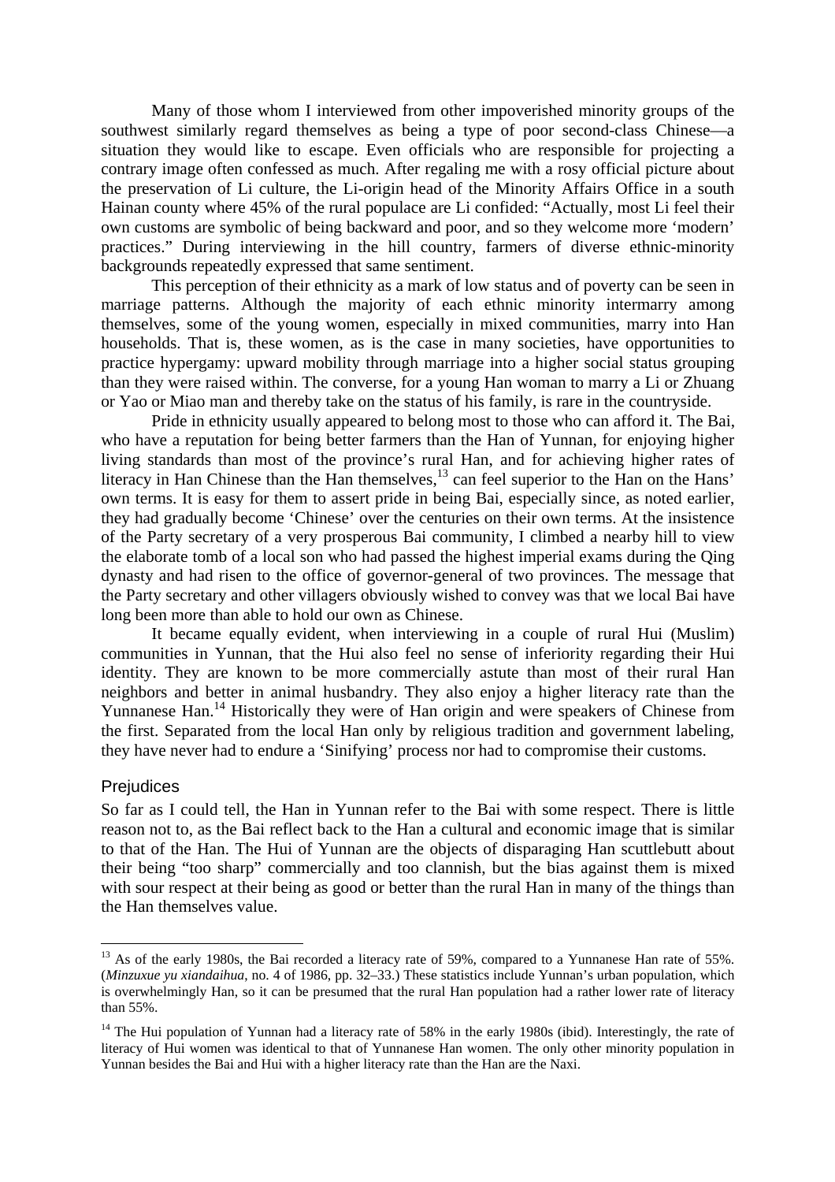Many of those whom I interviewed from other impoverished minority groups of the southwest similarly regard themselves as being a type of poor second-class Chinese—a situation they would like to escape. Even officials who are responsible for projecting a contrary image often confessed as much. After regaling me with a rosy official picture about the preservation of Li culture, the Li-origin head of the Minority Affairs Office in a south Hainan county where 45% of the rural populace are Li confided: "Actually, most Li feel their own customs are symbolic of being backward and poor, and so they welcome more 'modern' practices." During interviewing in the hill country, farmers of diverse ethnic-minority backgrounds repeatedly expressed that same sentiment.

This perception of their ethnicity as a mark of low status and of poverty can be seen in marriage patterns. Although the majority of each ethnic minority intermarry among themselves, some of the young women, especially in mixed communities, marry into Han households. That is, these women, as is the case in many societies, have opportunities to practice hypergamy: upward mobility through marriage into a higher social status grouping than they were raised within. The converse, for a young Han woman to marry a Li or Zhuang or Yao or Miao man and thereby take on the status of his family, is rare in the countryside.

Pride in ethnicity usually appeared to belong most to those who can afford it. The Bai, who have a reputation for being better farmers than the Han of Yunnan, for enjoying higher living standards than most of the province's rural Han, and for achieving higher rates of literacy in Han Chinese than the Han themselves,[13] can feel superior to the Han on the Hans' own terms. It is easy for them to assert pride in being Bai, especially since, as noted earlier, they had gradually become 'Chinese' over the centuries on their own terms. At the insistence of the Party secretary of a very prosperous Bai community, I climbed a nearby hill to view the elaborate tomb of a local son who had passed the highest imperial exams during the Qing dynasty and had risen to the office of governor-general of two provinces. The message that the Party secretary and other villagers obviously wished to convey was that we local Bai have long been more than able to hold our own as Chinese.

It became equally evident, when interviewing in a couple of rural Hui (Muslim) communities in Yunnan, that the Hui also feel no sense of inferiority regarding their Hui identity. They are known to be more commercially astute than most of their rural Han neighbors and better in animal husbandry. They also enjoy a higher literacy rate than the Yunnanese Han.[14] Historically they were of Han origin and were speakers of Chinese from the first. Separated from the local Han only by religious tradition and government labeling, they have never had to endure a 'Sinifying' process nor had to compromise their customs.

## Prejudices

So far as I could tell, the Han in Yunnan refer to the Bai with some respect. There is little reason not to, as the Bai reflect back to the Han a cultural and economic image that is similar to that of the Han. The Hui of Yunnan are the objects of disparaging Han scuttlebutt about their being "too sharp" commercially and too clannish, but the bias against them is mixed with sour respect at their being as good or better than the rural Han in many of the things than the Han themselves value.

---

[13] As of the early 1980s, the Bai recorded a literacy rate of 59%, compared to a Yunnanese Han rate of 55%. (*Minzuxue yu xiandaihua*, no. 4 of 1986, pp. 32–33.) These statistics include Yunnan's urban population, which is overwhelmingly Han, so it can be presumed that the rural Han population had a rather lower rate of literacy than 55%.

[14] The Hui population of Yunnan had a literacy rate of 58% in the early 1980s (ibid). Interestingly, the rate of literacy of Hui women was identical to that of Yunnanese Han women. The only other minority population in Yunnan besides the Bai and Hui with a higher literacy rate than the Han are the Naxi.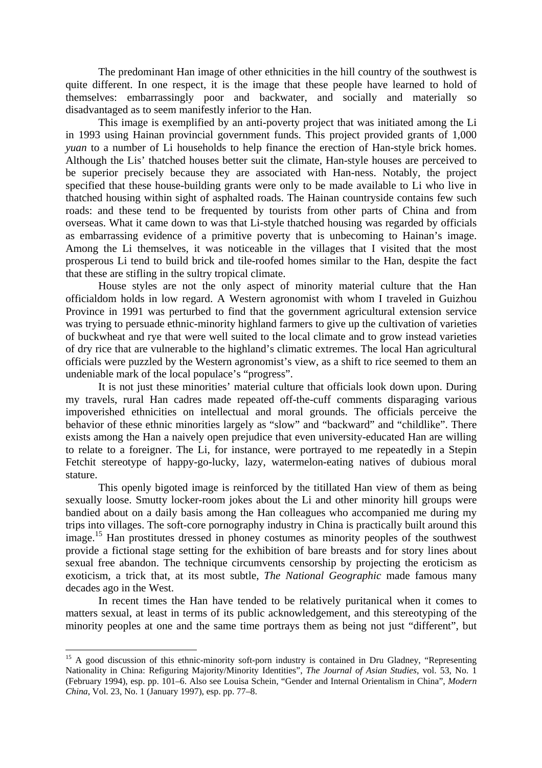The predominant Han image of other ethnicities in the hill country of the southwest is quite different. In one respect, it is the image that these people have learned to hold of themselves: embarrassingly poor and backwater, and socially and materially so disadvantaged as to seem manifestly inferior to the Han.

This image is exemplified by an anti-poverty project that was initiated among the Li in 1993 using Hainan provincial government funds. This project provided grants of 1,000 *yuan* to a number of Li households to help finance the erection of Han-style brick homes. Although the Lis' thatched houses better suit the climate, Han-style houses are perceived to be superior precisely because they are associated with Han-ness. Notably, the project specified that these house-building grants were only to be made available to Li who live in thatched housing within sight of asphalted roads. The Hainan countryside contains few such roads: and these tend to be frequented by tourists from other parts of China and from overseas. What it came down to was that Li-style thatched housing was regarded by officials as embarrassing evidence of a primitive poverty that is unbecoming to Hainan's image. Among the Li themselves, it was noticeable in the villages that I visited that the most prosperous Li tend to build brick and tile-roofed homes similar to the Han, despite the fact that these are stifling in the sultry tropical climate.

House styles are not the only aspect of minority material culture that the Han officialdom holds in low regard. A Western agronomist with whom I traveled in Guizhou Province in 1991 was perturbed to find that the government agricultural extension service was trying to persuade ethnic-minority highland farmers to give up the cultivation of varieties of buckwheat and rye that were well suited to the local climate and to grow instead varieties of dry rice that are vulnerable to the highland's climatic extremes. The local Han agricultural officials were puzzled by the Western agronomist's view, as a shift to rice seemed to them an undeniable mark of the local populace's "progress".

It is not just these minorities' material culture that officials look down upon. During my travels, rural Han cadres made repeated off-the-cuff comments disparaging various impoverished ethnicities on intellectual and moral grounds. The officials perceive the behavior of these ethnic minorities largely as "slow" and "backward" and "childlike". There exists among the Han a naively open prejudice that even university-educated Han are willing to relate to a foreigner. The Li, for instance, were portrayed to me repeatedly in a Stepin Fetchit stereotype of happy-go-lucky, lazy, watermelon-eating natives of dubious moral stature.

This openly bigoted image is reinforced by the titillated Han view of them as being sexually loose. Smutty locker-room jokes about the Li and other minority hill groups were bandied about on a daily basis among the Han colleagues who accompanied me during my trips into villages. The soft-core pornography industry in China is practically built around this image.[15] Han prostitutes dressed in phoney costumes as minority peoples of the southwest provide a fictional stage setting for the exhibition of bare breasts and for story lines about sexual free abandon. The technique circumvents censorship by projecting the eroticism as exoticism, a trick that, at its most subtle, *The National Geographic* made famous many decades ago in the West.

In recent times the Han have tended to be relatively puritanical when it comes to matters sexual, at least in terms of its public acknowledgement, and this stereotyping of the minority peoples at one and the same time portrays them as being not just "different", but

---

[15] A good discussion of this ethnic-minority soft-porn industry is contained in Dru Gladney, "Representing Nationality in China: Refiguring Majority/Minority Identities", *The Journal of Asian Studies*, vol. 53, No. 1 (February 1994), esp. pp. 101–6. Also see Louisa Schein, "Gender and Internal Orientalism in China", *Modern China*, Vol. 23, No. 1 (January 1997), esp. pp. 77–8.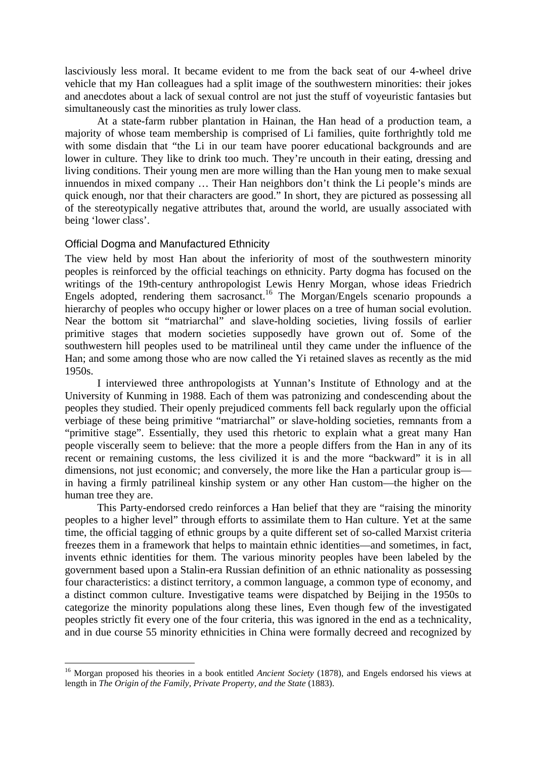lasciviously less moral. It became evident to me from the back seat of our 4-wheel drive vehicle that my Han colleagues had a split image of the southwestern minorities: their jokes and anecdotes about a lack of sexual control are not just the stuff of voyeuristic fantasies but simultaneously cast the minorities as truly lower class.

At a state-farm rubber plantation in Hainan, the Han head of a production team, a majority of whose team membership is comprised of Li families, quite forthrightly told me with some disdain that "the Li in our team have poorer educational backgrounds and are lower in culture. They like to drink too much. They're uncouth in their eating, dressing and living conditions. Their young men are more willing than the Han young men to make sexual innuendos in mixed company … Their Han neighbors don't think the Li people's minds are quick enough, nor that their characters are good." In short, they are pictured as possessing all of the stereotypically negative attributes that, around the world, are usually associated with being 'lower class'.

## Official Dogma and Manufactured Ethnicity

The view held by most Han about the inferiority of most of the southwestern minority peoples is reinforced by the official teachings on ethnicity. Party dogma has focused on the writings of the 19th-century anthropologist Lewis Henry Morgan, whose ideas Friedrich Engels adopted, rendering them sacrosanct.[16] The Morgan/Engels scenario propounds a hierarchy of peoples who occupy higher or lower places on a tree of human social evolution. Near the bottom sit "matriarchal" and slave-holding societies, living fossils of earlier primitive stages that modern societies supposedly have grown out of. Some of the southwestern hill peoples used to be matrilineal until they came under the influence of the Han; and some among those who are now called the Yi retained slaves as recently as the mid 1950s.

I interviewed three anthropologists at Yunnan's Institute of Ethnology and at the University of Kunming in 1988. Each of them was patronizing and condescending about the peoples they studied. Their openly prejudiced comments fell back regularly upon the official verbiage of these being primitive "matriarchal" or slave-holding societies, remnants from a "primitive stage". Essentially, they used this rhetoric to explain what a great many Han people viscerally seem to believe: that the more a people differs from the Han in any of its recent or remaining customs, the less civilized it is and the more "backward" it is in all dimensions, not just economic; and conversely, the more like the Han a particular group is—in having a firmly patrilineal kinship system or any other Han custom—the higher on the human tree they are.

This Party-endorsed credo reinforces a Han belief that they are "raising the minority peoples to a higher level" through efforts to assimilate them to Han culture. Yet at the same time, the official tagging of ethnic groups by a quite different set of so-called Marxist criteria freezes them in a framework that helps to maintain ethnic identities—and sometimes, in fact, invents ethnic identities for them. The various minority peoples have been labeled by the government based upon a Stalin-era Russian definition of an ethnic nationality as possessing four characteristics: a distinct territory, a common language, a common type of economy, and a distinct common culture. Investigative teams were dispatched by Beijing in the 1950s to categorize the minority populations along these lines, Even though few of the investigated peoples strictly fit every one of the four criteria, this was ignored in the end as a technicality, and in due course 55 minority ethnicities in China were formally decreed and recognized by

---

[16] Morgan proposed his theories in a book entitled *Ancient Society* (1878), and Engels endorsed his views at length in *The Origin of the Family, Private Property, and the State* (1883).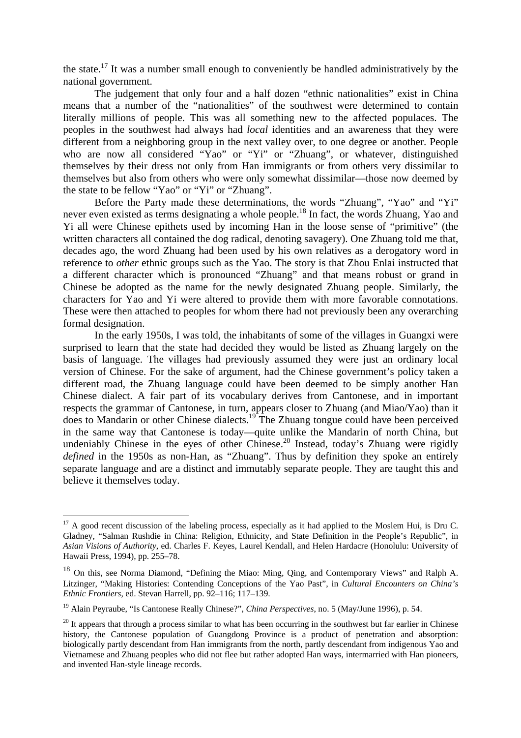the state.[17] It was a number small enough to conveniently be handled administratively by the national government.

The judgement that only four and a half dozen "ethnic nationalities" exist in China means that a number of the "nationalities" of the southwest were determined to contain literally millions of people. This was all something new to the affected populaces. The peoples in the southwest had always had *local* identities and an awareness that they were different from a neighboring group in the next valley over, to one degree or another. People who are now all considered "Yao" or "Yi" or "Zhuang", or whatever, distinguished themselves by their dress not only from Han immigrants or from others very dissimilar to themselves but also from others who were only somewhat dissimilar—those now deemed by the state to be fellow "Yao" or "Yi" or "Zhuang".

Before the Party made these determinations, the words "Zhuang", "Yao" and "Yi" never even existed as terms designating a whole people.[18] In fact, the words Zhuang, Yao and Yi all were Chinese epithets used by incoming Han in the loose sense of "primitive" (the written characters all contained the dog radical, denoting savagery). One Zhuang told me that, decades ago, the word Zhuang had been used by his own relatives as a derogatory word in reference to *other* ethnic groups such as the Yao. The story is that Zhou Enlai instructed that a different character which is pronounced "Zhuang" and that means robust or grand in Chinese be adopted as the name for the newly designated Zhuang people. Similarly, the characters for Yao and Yi were altered to provide them with more favorable connotations. These were then attached to peoples for whom there had not previously been any overarching formal designation.

In the early 1950s, I was told, the inhabitants of some of the villages in Guangxi were surprised to learn that the state had decided they would be listed as Zhuang largely on the basis of language. The villages had previously assumed they were just an ordinary local version of Chinese. For the sake of argument, had the Chinese government's policy taken a different road, the Zhuang language could have been deemed to be simply another Han Chinese dialect. A fair part of its vocabulary derives from Cantonese, and in important respects the grammar of Cantonese, in turn, appears closer to Zhuang (and Miao/Yao) than it does to Mandarin or other Chinese dialects.[19] The Zhuang tongue could have been perceived in the same way that Cantonese is today—quite unlike the Mandarin of north China, but undeniably Chinese in the eyes of other Chinese.[20] Instead, today's Zhuang were rigidly *defined* in the 1950s as non-Han, as "Zhuang". Thus by definition they spoke an entirely separate language and are a distinct and immutably separate people. They are taught this and believe it themselves today.

---

[17] A good recent discussion of the labeling process, especially as it had applied to the Moslem Hui, is Dru C. Gladney, "Salman Rushdie in China: Religion, Ethnicity, and State Definition in the People's Republic", in *Asian Visions of Authority*, ed. Charles F. Keyes, Laurel Kendall, and Helen Hardacre (Honolulu: University of Hawaii Press, 1994), pp. 255–78.

[18] On this, see Norma Diamond, "Defining the Miao: Ming, Qing, and Contemporary Views" and Ralph A. Litzinger, "Making Histories: Contending Conceptions of the Yao Past", in *Cultural Encounters on China's Ethnic Frontiers*, ed. Stevan Harrell, pp. 92–116; 117–139.

[19] Alain Peyraube, "Is Cantonese Really Chinese?", *China Perspectives*, no. 5 (May/June 1996), p. 54.

[20] It appears that through a process similar to what has been occurring in the southwest but far earlier in Chinese history, the Cantonese population of Guangdong Province is a product of penetration and absorption: biologically partly descendant from Han immigrants from the north, partly descendant from indigenous Yao and Vietnamese and Zhuang peoples who did not flee but rather adopted Han ways, intermarried with Han pioneers, and invented Han-style lineage records.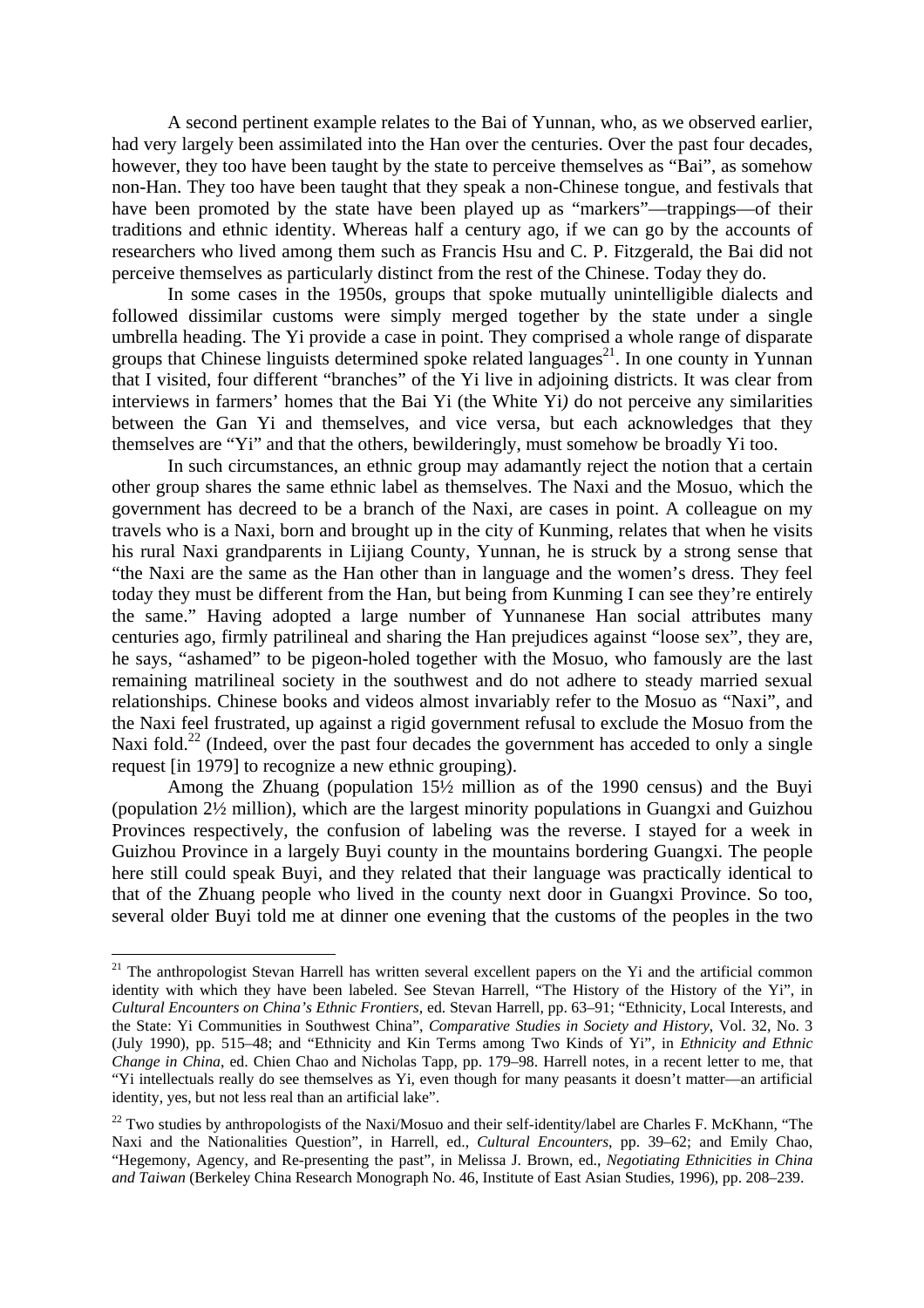A second pertinent example relates to the Bai of Yunnan, who, as we observed earlier, had very largely been assimilated into the Han over the centuries. Over the past four decades, however, they too have been taught by the state to perceive themselves as "Bai", as somehow non-Han. They too have been taught that they speak a non-Chinese tongue, and festivals that have been promoted by the state have been played up as "markers"—trappings—of their traditions and ethnic identity. Whereas half a century ago, if we can go by the accounts of researchers who lived among them such as Francis Hsu and C. P. Fitzgerald, the Bai did not perceive themselves as particularly distinct from the rest of the Chinese. Today they do.

In some cases in the 1950s, groups that spoke mutually unintelligible dialects and followed dissimilar customs were simply merged together by the state under a single umbrella heading. The Yi provide a case in point. They comprised a whole range of disparate groups that Chinese linguists determined spoke related languages[21]. In one county in Yunnan that I visited, four different "branches" of the Yi live in adjoining districts. It was clear from interviews in farmers' homes that the Bai Yi (the White Yi*)* do not perceive any similarities between the Gan Yi and themselves, and vice versa, but each acknowledges that they themselves are "Yi" and that the others, bewilderingly, must somehow be broadly Yi too.

In such circumstances, an ethnic group may adamantly reject the notion that a certain other group shares the same ethnic label as themselves. The Naxi and the Mosuo, which the government has decreed to be a branch of the Naxi, are cases in point. A colleague on my travels who is a Naxi, born and brought up in the city of Kunming, relates that when he visits his rural Naxi grandparents in Lijiang County, Yunnan, he is struck by a strong sense that "the Naxi are the same as the Han other than in language and the women's dress. They feel today they must be different from the Han, but being from Kunming I can see they're entirely the same." Having adopted a large number of Yunnanese Han social attributes many centuries ago, firmly patrilineal and sharing the Han prejudices against "loose sex", they are, he says, "ashamed" to be pigeon-holed together with the Mosuo, who famously are the last remaining matrilineal society in the southwest and do not adhere to steady married sexual relationships. Chinese books and videos almost invariably refer to the Mosuo as "Naxi", and the Naxi feel frustrated, up against a rigid government refusal to exclude the Mosuo from the Naxi fold.[22] (Indeed, over the past four decades the government has acceded to only a single request [in 1979] to recognize a new ethnic grouping).

Among the Zhuang (population 15½ million as of the 1990 census) and the Buyi (population 2½ million), which are the largest minority populations in Guangxi and Guizhou Provinces respectively, the confusion of labeling was the reverse. I stayed for a week in Guizhou Province in a largely Buyi county in the mountains bordering Guangxi. The people here still could speak Buyi, and they related that their language was practically identical to that of the Zhuang people who lived in the county next door in Guangxi Province. So too, several older Buyi told me at dinner one evening that the customs of the peoples in the two

---

[21] The anthropologist Stevan Harrell has written several excellent papers on the Yi and the artificial common identity with which they have been labeled. See Stevan Harrell, "The History of the History of the Yi", in *Cultural Encounters on China's Ethnic Frontiers*, ed. Stevan Harrell, pp. 63–91; "Ethnicity, Local Interests, and the State: Yi Communities in Southwest China", *Comparative Studies in Society and History*, Vol. 32, No. 3 (July 1990), pp. 515–48; and "Ethnicity and Kin Terms among Two Kinds of Yi", in *Ethnicity and Ethnic Change in China*, ed. Chien Chao and Nicholas Tapp, pp. 179–98. Harrell notes, in a recent letter to me, that "Yi intellectuals really do see themselves as Yi, even though for many peasants it doesn't matter—an artificial identity, yes, but not less real than an artificial lake".

[22] Two studies by anthropologists of the Naxi/Mosuo and their self-identity/label are Charles F. McKhann, "The Naxi and the Nationalities Question", in Harrell, ed., *Cultural Encounters*, pp. 39–62; and Emily Chao, "Hegemony, Agency, and Re-presenting the past", in Melissa J. Brown, ed., *Negotiating Ethnicities in China and Taiwan* (Berkeley China Research Monograph No. 46, Institute of East Asian Studies, 1996), pp. 208–239.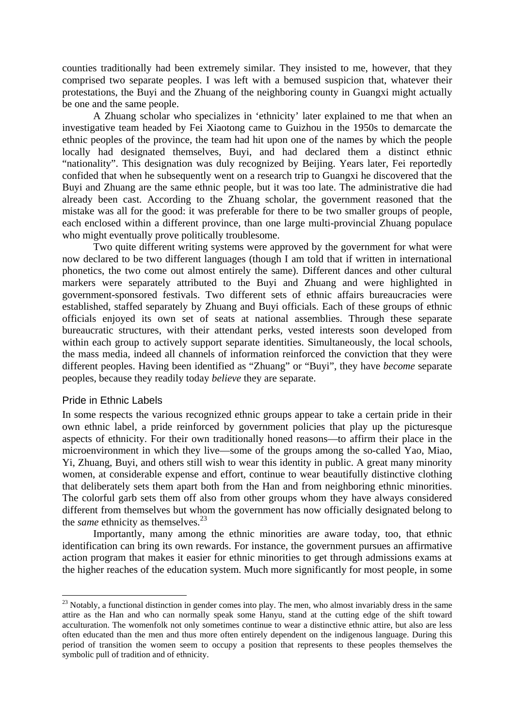counties traditionally had been extremely similar. They insisted to me, however, that they comprised two separate peoples. I was left with a bemused suspicion that, whatever their protestations, the Buyi and the Zhuang of the neighboring county in Guangxi might actually be one and the same people.

A Zhuang scholar who specializes in 'ethnicity' later explained to me that when an investigative team headed by Fei Xiaotong came to Guizhou in the 1950s to demarcate the ethnic peoples of the province, the team had hit upon one of the names by which the people locally had designated themselves, Buyi, and had declared them a distinct ethnic "nationality". This designation was duly recognized by Beijing. Years later, Fei reportedly confided that when he subsequently went on a research trip to Guangxi he discovered that the Buyi and Zhuang are the same ethnic people, but it was too late. The administrative die had already been cast. According to the Zhuang scholar, the government reasoned that the mistake was all for the good: it was preferable for there to be two smaller groups of people, each enclosed within a different province, than one large multi-provincial Zhuang populace who might eventually prove politically troublesome.

Two quite different writing systems were approved by the government for what were now declared to be two different languages (though I am told that if written in international phonetics, the two come out almost entirely the same). Different dances and other cultural markers were separately attributed to the Buyi and Zhuang and were highlighted in government-sponsored festivals. Two different sets of ethnic affairs bureaucracies were established, staffed separately by Zhuang and Buyi officials. Each of these groups of ethnic officials enjoyed its own set of seats at national assemblies. Through these separate bureaucratic structures, with their attendant perks, vested interests soon developed from within each group to actively support separate identities. Simultaneously, the local schools, the mass media, indeed all channels of information reinforced the conviction that they were different peoples. Having been identified as "Zhuang" or "Buyi", they have *become* separate peoples, because they readily today *believe* they are separate.

## Pride in Ethnic Labels

In some respects the various recognized ethnic groups appear to take a certain pride in their own ethnic label, a pride reinforced by government policies that play up the picturesque aspects of ethnicity. For their own traditionally honed reasons—to affirm their place in the microenvironment in which they live—some of the groups among the so-called Yao, Miao, Yi, Zhuang, Buyi, and others still wish to wear this identity in public. A great many minority women, at considerable expense and effort, continue to wear beautifully distinctive clothing that deliberately sets them apart both from the Han and from neighboring ethnic minorities. The colorful garb sets them off also from other groups whom they have always considered different from themselves but whom the government has now officially designated belong to the *same* ethnicity as themselves.[23]

Importantly, many among the ethnic minorities are aware today, too, that ethnic identification can bring its own rewards. For instance, the government pursues an affirmative action program that makes it easier for ethnic minorities to get through admissions exams at the higher reaches of the education system. Much more significantly for most people, in some

[23] Notably, a functional distinction in gender comes into play. The men, who almost invariably dress in the same attire as the Han and who can normally speak some Hanyu, stand at the cutting edge of the shift toward acculturation. The womenfolk not only sometimes continue to wear a distinctive ethnic attire, but also are less often educated than the men and thus more often entirely dependent on the indigenous language. During this period of transition the women seem to occupy a position that represents to these peoples themselves the symbolic pull of tradition and of ethnicity.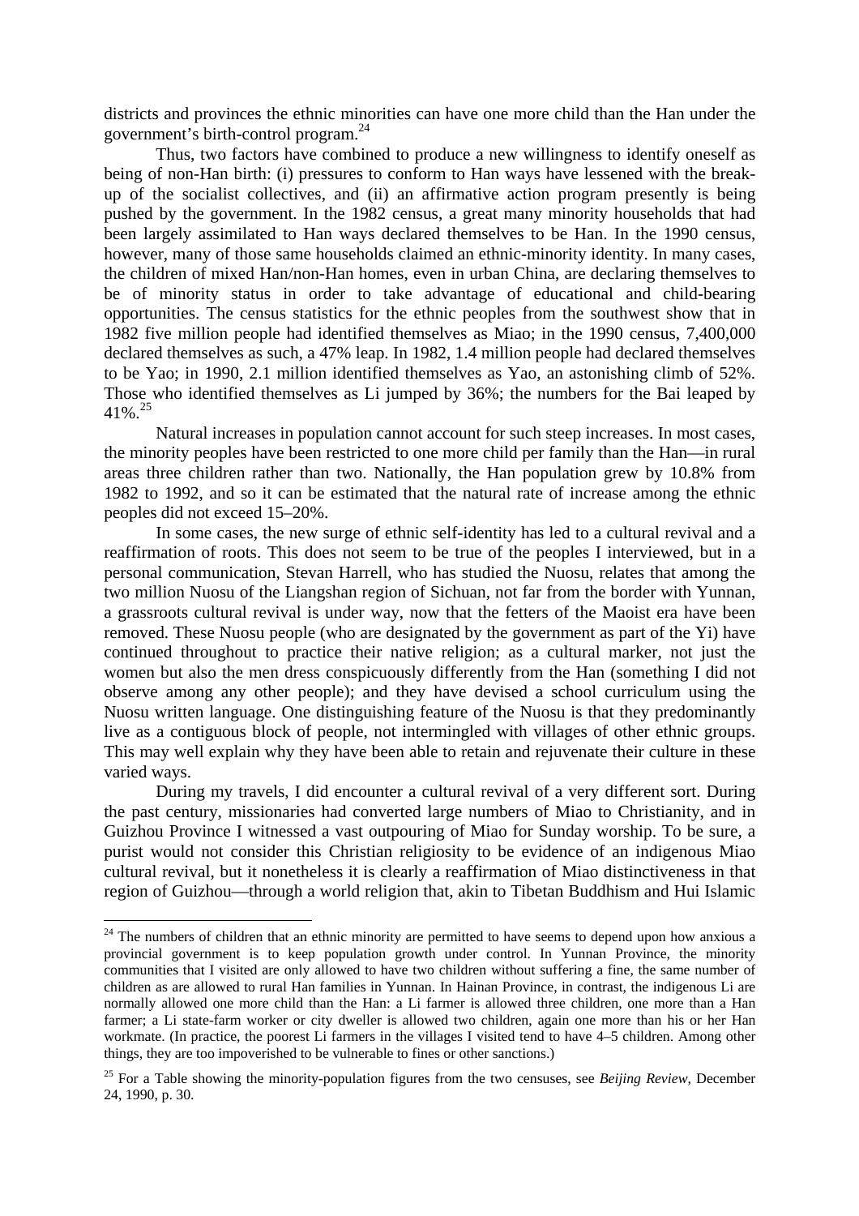districts and provinces the ethnic minorities can have one more child than the Han under the government's birth-control program.[24]

Thus, two factors have combined to produce a new willingness to identify oneself as being of non-Han birth: (i) pressures to conform to Han ways have lessened with the break-up of the socialist collectives, and (ii) an affirmative action program presently is being pushed by the government. In the 1982 census, a great many minority households that had been largely assimilated to Han ways declared themselves to be Han. In the 1990 census, however, many of those same households claimed an ethnic-minority identity. In many cases, the children of mixed Han/non-Han homes, even in urban China, are declaring themselves to be of minority status in order to take advantage of educational and child-bearing opportunities. The census statistics for the ethnic peoples from the southwest show that in 1982 five million people had identified themselves as Miao; in the 1990 census, 7,400,000 declared themselves as such, a 47% leap. In 1982, 1.4 million people had declared themselves to be Yao; in 1990, 2.1 million identified themselves as Yao, an astonishing climb of 52%. Those who identified themselves as Li jumped by 36%; the numbers for the Bai leaped by 41%.[25]

Natural increases in population cannot account for such steep increases. In most cases, the minority peoples have been restricted to one more child per family than the Han—in rural areas three children rather than two. Nationally, the Han population grew by 10.8% from 1982 to 1992, and so it can be estimated that the natural rate of increase among the ethnic peoples did not exceed 15–20%.

In some cases, the new surge of ethnic self-identity has led to a cultural revival and a reaffirmation of roots. This does not seem to be true of the peoples I interviewed, but in a personal communication, Stevan Harrell, who has studied the Nuosu, relates that among the two million Nuosu of the Liangshan region of Sichuan, not far from the border with Yunnan, a grassroots cultural revival is under way, now that the fetters of the Maoist era have been removed. These Nuosu people (who are designated by the government as part of the Yi) have continued throughout to practice their native religion; as a cultural marker, not just the women but also the men dress conspicuously differently from the Han (something I did not observe among any other people); and they have devised a school curriculum using the Nuosu written language. One distinguishing feature of the Nuosu is that they predominantly live as a contiguous block of people, not intermingled with villages of other ethnic groups. This may well explain why they have been able to retain and rejuvenate their culture in these varied ways.

During my travels, I did encounter a cultural revival of a very different sort. During the past century, missionaries had converted large numbers of Miao to Christianity, and in Guizhou Province I witnessed a vast outpouring of Miao for Sunday worship. To be sure, a purist would not consider this Christian religiosity to be evidence of an indigenous Miao cultural revival, but it nonetheless it is clearly a reaffirmation of Miao distinctiveness in that region of Guizhou—through a world religion that, akin to Tibetan Buddhism and Hui Islamic

---

[24] The numbers of children that an ethnic minority are permitted to have seems to depend upon how anxious a provincial government is to keep population growth under control. In Yunnan Province, the minority communities that I visited are only allowed to have two children without suffering a fine, the same number of children as are allowed to rural Han families in Yunnan. In Hainan Province, in contrast, the indigenous Li are normally allowed one more child than the Han: a Li farmer is allowed three children, one more than a Han farmer; a Li state-farm worker or city dweller is allowed two children, again one more than his or her Han workmate. (In practice, the poorest Li farmers in the villages I visited tend to have 4–5 children. Among other things, they are too impoverished to be vulnerable to fines or other sanctions.)

[25] For a Table showing the minority-population figures from the two censuses, see *Beijing Review*, December 24, 1990, p. 30.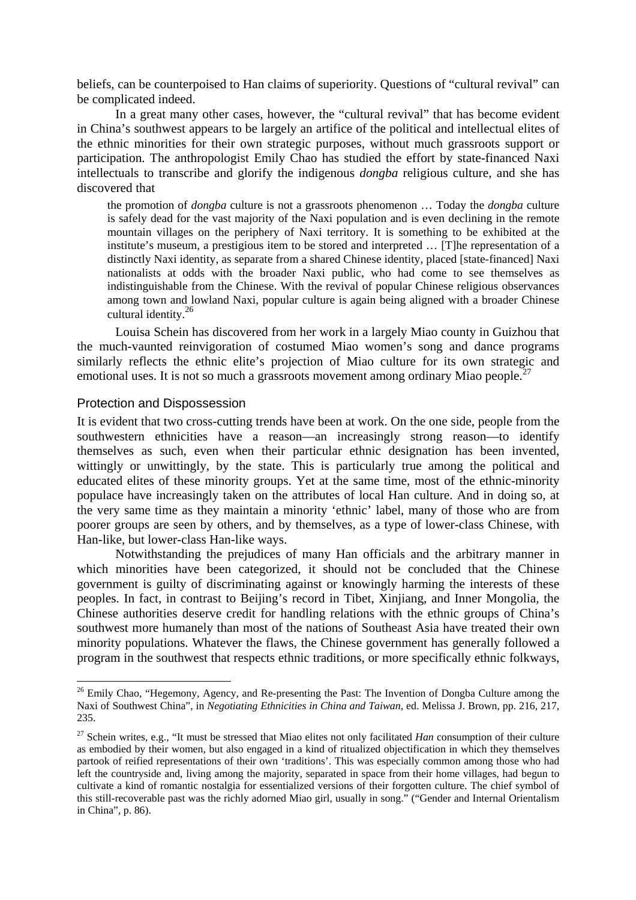beliefs, can be counterpoised to Han claims of superiority. Questions of "cultural revival" can be complicated indeed.

In a great many other cases, however, the "cultural revival" that has become evident in China's southwest appears to be largely an artifice of the political and intellectual elites of the ethnic minorities for their own strategic purposes, without much grassroots support or participation. The anthropologist Emily Chao has studied the effort by state-financed Naxi intellectuals to transcribe and glorify the indigenous *dongba* religious culture, and she has discovered that

> the promotion of *dongba* culture is not a grassroots phenomenon … Today the *dongba* culture is safely dead for the vast majority of the Naxi population and is even declining in the remote mountain villages on the periphery of Naxi territory. It is something to be exhibited at the institute's museum, a prestigious item to be stored and interpreted … [T]he representation of a distinctly Naxi identity, as separate from a shared Chinese identity, placed [state-financed] Naxi nationalists at odds with the broader Naxi public, who had come to see themselves as indistinguishable from the Chinese. With the revival of popular Chinese religious observances among town and lowland Naxi, popular culture is again being aligned with a broader Chinese cultural identity.[26]

Louisa Schein has discovered from her work in a largely Miao county in Guizhou that the much-vaunted reinvigoration of costumed Miao women's song and dance programs similarly reflects the ethnic elite's projection of Miao culture for its own strategic and emotional uses. It is not so much a grassroots movement among ordinary Miao people.[27]

## Protection and Dispossession

It is evident that two cross-cutting trends have been at work. On the one side, people from the southwestern ethnicities have a reason—an increasingly strong reason—to identify themselves as such, even when their particular ethnic designation has been invented, wittingly or unwittingly, by the state. This is particularly true among the political and educated elites of these minority groups. Yet at the same time, most of the ethnic-minority populace have increasingly taken on the attributes of local Han culture. And in doing so, at the very same time as they maintain a minority 'ethnic' label, many of those who are from poorer groups are seen by others, and by themselves, as a type of lower-class Chinese, with Han-like, but lower-class Han-like ways.

Notwithstanding the prejudices of many Han officials and the arbitrary manner in which minorities have been categorized, it should not be concluded that the Chinese government is guilty of discriminating against or knowingly harming the interests of these peoples. In fact, in contrast to Beijing's record in Tibet, Xinjiang, and Inner Mongolia, the Chinese authorities deserve credit for handling relations with the ethnic groups of China's southwest more humanely than most of the nations of Southeast Asia have treated their own minority populations. Whatever the flaws, the Chinese government has generally followed a program in the southwest that respects ethnic traditions, or more specifically ethnic folkways,

---

[26] Emily Chao, "Hegemony, Agency, and Re-presenting the Past: The Invention of Dongba Culture among the Naxi of Southwest China", in *Negotiating Ethnicities in China and Taiwan*, ed. Melissa J. Brown, pp. 216, 217, 235.

[27] Schein writes, e.g., "It must be stressed that Miao elites not only facilitated *Han* consumption of their culture as embodied by their women, but also engaged in a kind of ritualized objectification in which they themselves partook of reified representations of their own 'traditions'. This was especially common among those who had left the countryside and, living among the majority, separated in space from their home villages, had begun to cultivate a kind of romantic nostalgia for essentialized versions of their forgotten culture. The chief symbol of this still-recoverable past was the richly adorned Miao girl, usually in song." ("Gender and Internal Orientalism in China", p. 86).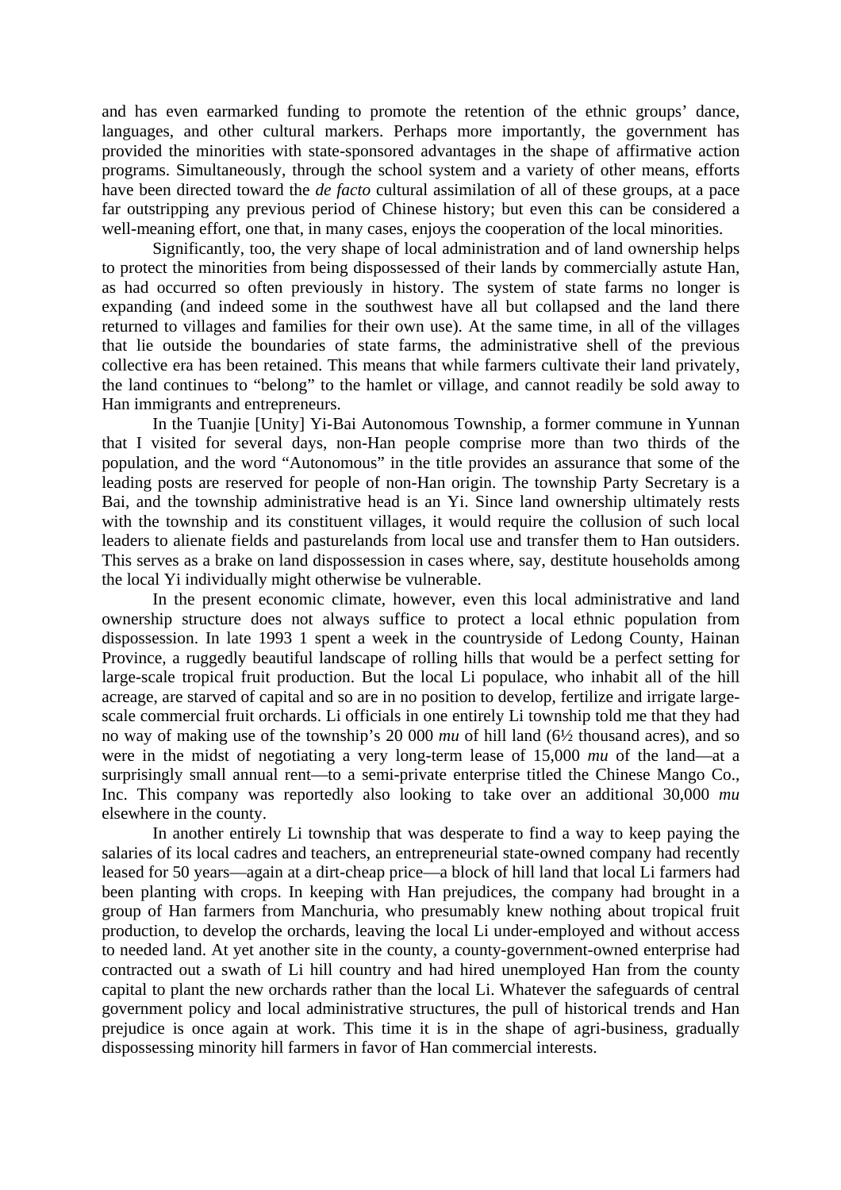and has even earmarked funding to promote the retention of the ethnic groups' dance, languages, and other cultural markers. Perhaps more importantly, the government has provided the minorities with state-sponsored advantages in the shape of affirmative action programs. Simultaneously, through the school system and a variety of other means, efforts have been directed toward the *de facto* cultural assimilation of all of these groups, at a pace far outstripping any previous period of Chinese history; but even this can be considered a well-meaning effort, one that, in many cases, enjoys the cooperation of the local minorities.

Significantly, too, the very shape of local administration and of land ownership helps to protect the minorities from being dispossessed of their lands by commercially astute Han, as had occurred so often previously in history. The system of state farms no longer is expanding (and indeed some in the southwest have all but collapsed and the land there returned to villages and families for their own use). At the same time, in all of the villages that lie outside the boundaries of state farms, the administrative shell of the previous collective era has been retained. This means that while farmers cultivate their land privately, the land continues to "belong" to the hamlet or village, and cannot readily be sold away to Han immigrants and entrepreneurs.

In the Tuanjie [Unity] Yi-Bai Autonomous Township, a former commune in Yunnan that I visited for several days, non-Han people comprise more than two thirds of the population, and the word "Autonomous" in the title provides an assurance that some of the leading posts are reserved for people of non-Han origin. The township Party Secretary is a Bai, and the township administrative head is an Yi. Since land ownership ultimately rests with the township and its constituent villages, it would require the collusion of such local leaders to alienate fields and pasturelands from local use and transfer them to Han outsiders. This serves as a brake on land dispossession in cases where, say, destitute households among the local Yi individually might otherwise be vulnerable.

In the present economic climate, however, even this local administrative and land ownership structure does not always suffice to protect a local ethnic population from dispossession. In late 1993 1 spent a week in the countryside of Ledong County, Hainan Province, a ruggedly beautiful landscape of rolling hills that would be a perfect setting for large-scale tropical fruit production. But the local Li populace, who inhabit all of the hill acreage, are starved of capital and so are in no position to develop, fertilize and irrigate large-scale commercial fruit orchards. Li officials in one entirely Li township told me that they had no way of making use of the township's 20 000 *mu* of hill land (6½ thousand acres), and so were in the midst of negotiating a very long-term lease of 15,000 *mu* of the land—at a surprisingly small annual rent—to a semi-private enterprise titled the Chinese Mango Co., Inc. This company was reportedly also looking to take over an additional 30,000 *mu* elsewhere in the county.

In another entirely Li township that was desperate to find a way to keep paying the salaries of its local cadres and teachers, an entrepreneurial state-owned company had recently leased for 50 years—again at a dirt-cheap price—a block of hill land that local Li farmers had been planting with crops. In keeping with Han prejudices, the company had brought in a group of Han farmers from Manchuria, who presumably knew nothing about tropical fruit production, to develop the orchards, leaving the local Li under-employed and without access to needed land. At yet another site in the county, a county-government-owned enterprise had contracted out a swath of Li hill country and had hired unemployed Han from the county capital to plant the new orchards rather than the local Li. Whatever the safeguards of central government policy and local administrative structures, the pull of historical trends and Han prejudice is once again at work. This time it is in the shape of agri-business, gradually dispossessing minority hill farmers in favor of Han commercial interests.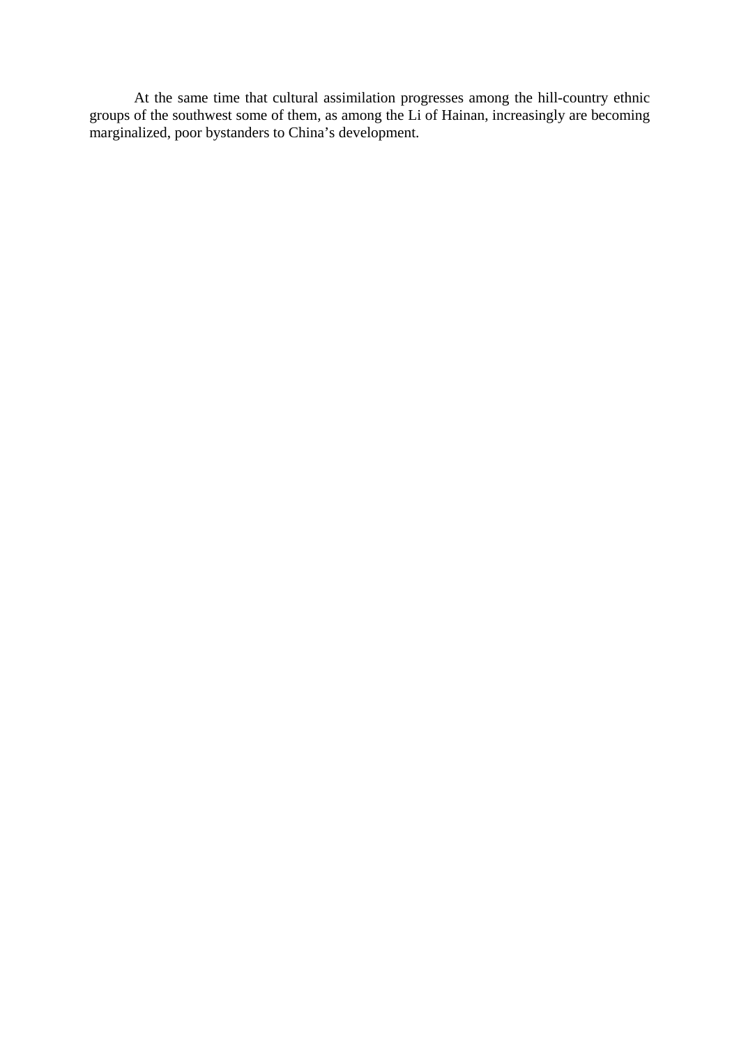At the same time that cultural assimilation progresses among the hill-country ethnic groups of the southwest some of them, as among the Li of Hainan, increasingly are becoming marginalized, poor bystanders to China's development.